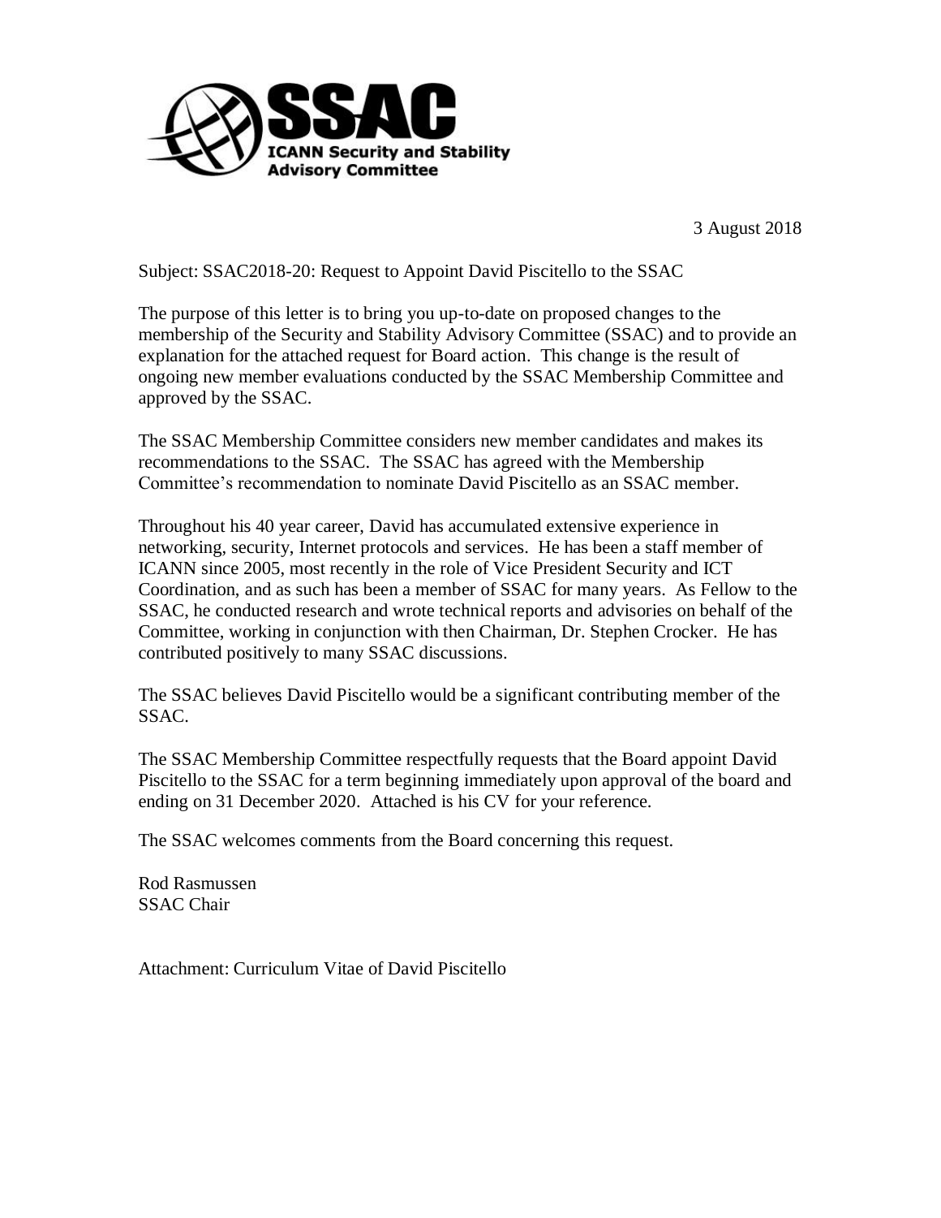**SSAC**
**ICANN Security and Stability Advisory Committee**

3 August 2018

Subject: SSAC2018-20: Request to Appoint David Piscitello to the SSAC

The purpose of this letter is to bring you up-to-date on proposed changes to the membership of the Security and Stability Advisory Committee (SSAC) and to provide an explanation for the attached request for Board action. This change is the result of ongoing new member evaluations conducted by the SSAC Membership Committee and approved by the SSAC.

The SSAC Membership Committee considers new member candidates and makes its recommendations to the SSAC. The SSAC has agreed with the Membership Committee's recommendation to nominate David Piscitello as an SSAC member.

Throughout his 40 year career, David has accumulated extensive experience in networking, security, Internet protocols and services. He has been a staff member of ICANN since 2005, most recently in the role of Vice President Security and ICT Coordination, and as such has been a member of SSAC for many years. As Fellow to the SSAC, he conducted research and wrote technical reports and advisories on behalf of the Committee, working in conjunction with then Chairman, Dr. Stephen Crocker. He has contributed positively to many SSAC discussions.

The SSAC believes David Piscitello would be a significant contributing member of the SSAC.

The SSAC Membership Committee respectfully requests that the Board appoint David Piscitello to the SSAC for a term beginning immediately upon approval of the board and ending on 31 December 2020. Attached is his CV for your reference.

The SSAC welcomes comments from the Board concerning this request.

Rod Rasmussen
SSAC Chair

Attachment: Curriculum Vitae of David Piscitello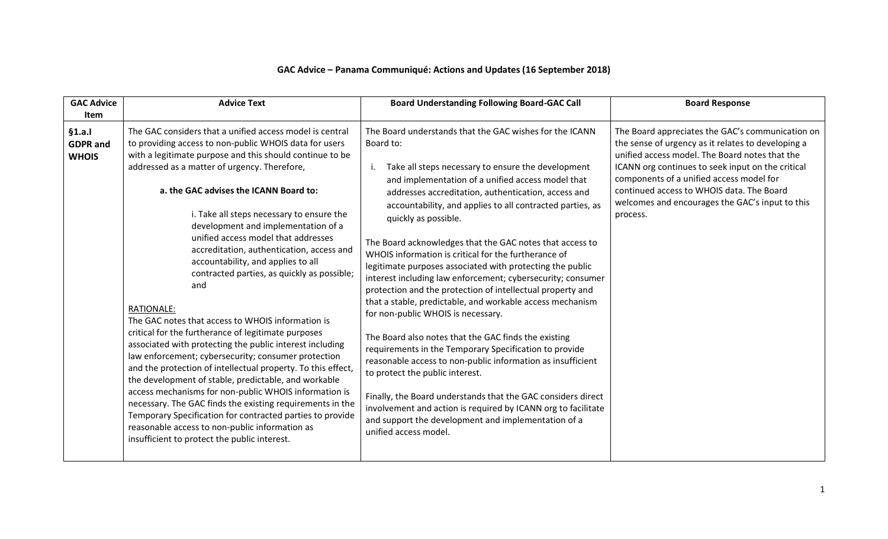# GAC Advice – Panama Communiqué: Actions and Updates (16 September 2018)

| GAC Advice Item | Advice Text | Board Understanding Following Board-GAC Call | Board Response |
|---|---|---|---|
| **§1.a.I GDPR and WHOIS** | The GAC considers that a unified access model is central to providing access to non-public WHOIS data for users with a legitimate purpose and this should continue to be addressed as a matter of urgency. Therefore,<br><br>**a. the GAC advises the ICANN Board to:**<br><br>i. Take all steps necessary to ensure the development and implementation of a unified access model that addresses accreditation, authentication, access and accountability, and applies to all contracted parties, as quickly as possible; and<br><br>RATIONALE:<br>The GAC notes that access to WHOIS information is critical for the furtherance of legitimate purposes associated with protecting the public interest including law enforcement; cybersecurity; consumer protection and the protection of intellectual property. To this effect, the development of stable, predictable, and workable access mechanisms for non-public WHOIS information is necessary. The GAC finds the existing requirements in the Temporary Specification for contracted parties to provide reasonable access to non-public information as insufficient to protect the public interest. | The Board understands that the GAC wishes for the ICANN Board to:<br><br>i. Take all steps necessary to ensure the development and implementation of a unified access model that addresses accreditation, authentication, access and accountability, and applies to all contracted parties, as quickly as possible.<br><br>The Board acknowledges that the GAC notes that access to WHOIS information is critical for the furtherance of legitimate purposes associated with protecting the public interest including law enforcement; cybersecurity; consumer protection and the protection of intellectual property and that a stable, predictable, and workable access mechanism for non-public WHOIS is necessary.<br><br>The Board also notes that the GAC finds the existing requirements in the Temporary Specification to provide reasonable access to non-public information as insufficient to protect the public interest.<br><br>Finally, the Board understands that the GAC considers direct involvement and action is required by ICANN org to facilitate and support the development and implementation of a unified access model. | The Board appreciates the GAC's communication on the sense of urgency as it relates to developing a unified access model. The Board notes that the ICANN org continues to seek input on the critical components of a unified access model for continued access to WHOIS data. The Board welcomes and encourages the GAC's input to this process. |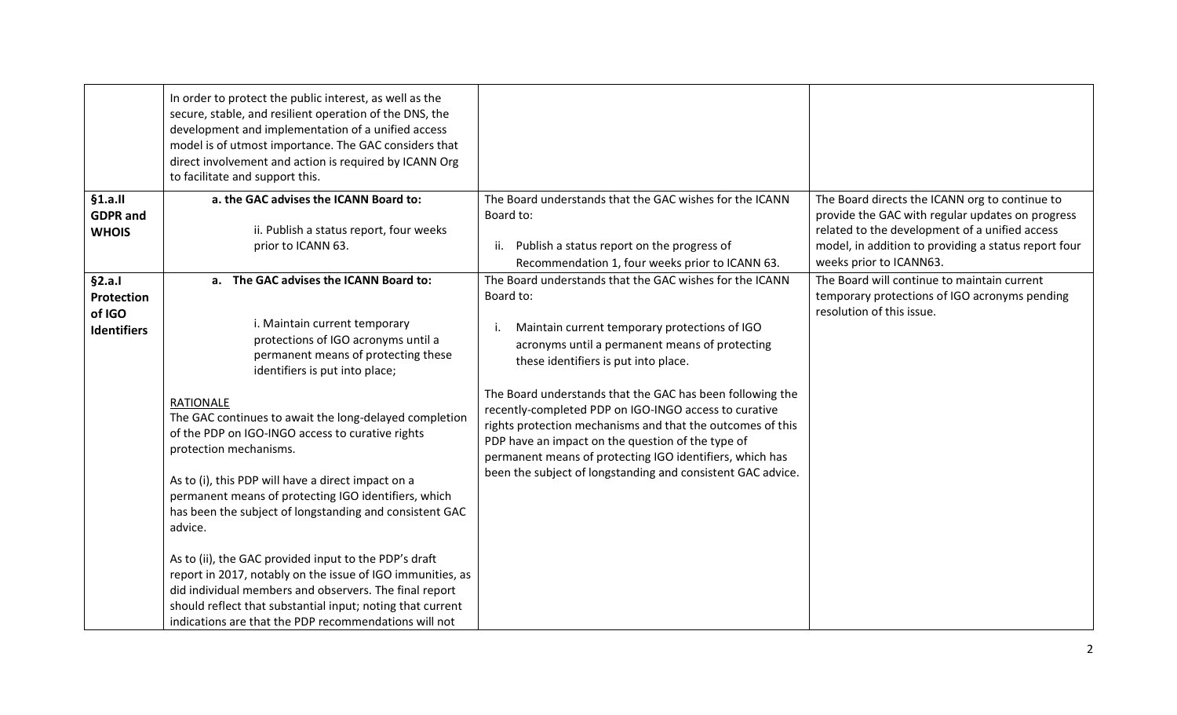| | | | |
|---|---|---|---|
| | In order to protect the public interest, as well as the secure, stable, and resilient operation of the DNS, the development and implementation of a unified access model is of utmost importance. The GAC considers that direct involvement and action is required by ICANN Org to facilitate and support this. | | |
| **§1.a.II GDPR and WHOIS** | **a. the GAC advises the ICANN Board to:**<br><br>ii. Publish a status report, four weeks prior to ICANN 63. | The Board understands that the GAC wishes for the ICANN Board to:<br><br>ii. Publish a status report on the progress of Recommendation 1, four weeks prior to ICANN 63. | The Board directs the ICANN org to continue to provide the GAC with regular updates on progress related to the development of a unified access model, in addition to providing a status report four weeks prior to ICANN63. |
| **§2.a.I Protection of IGO Identifiers** | **a. The GAC advises the ICANN Board to:**<br><br>i. Maintain current temporary protections of IGO acronyms until a permanent means of protecting these identifiers is put into place;<br><br>RATIONALE<br>The GAC continues to await the long-delayed completion of the PDP on IGO-INGO access to curative rights protection mechanisms.<br><br>As to (i), this PDP will have a direct impact on a permanent means of protecting IGO identifiers, which has been the subject of longstanding and consistent GAC advice.<br><br>As to (ii), the GAC provided input to the PDP's draft report in 2017, notably on the issue of IGO immunities, as did individual members and observers. The final report should reflect that substantial input; noting that current indications are that the PDP recommendations will not | The Board understands that the GAC wishes for the ICANN Board to:<br><br>i. Maintain current temporary protections of IGO acronyms until a permanent means of protecting these identifiers is put into place.<br><br>The Board understands that the GAC has been following the recently-completed PDP on IGO-INGO access to curative rights protection mechanisms and that the outcomes of this PDP have an impact on the question of the type of permanent means of protecting IGO identifiers, which has been the subject of longstanding and consistent GAC advice. | The Board will continue to maintain current temporary protections of IGO acronyms pending resolution of this issue. |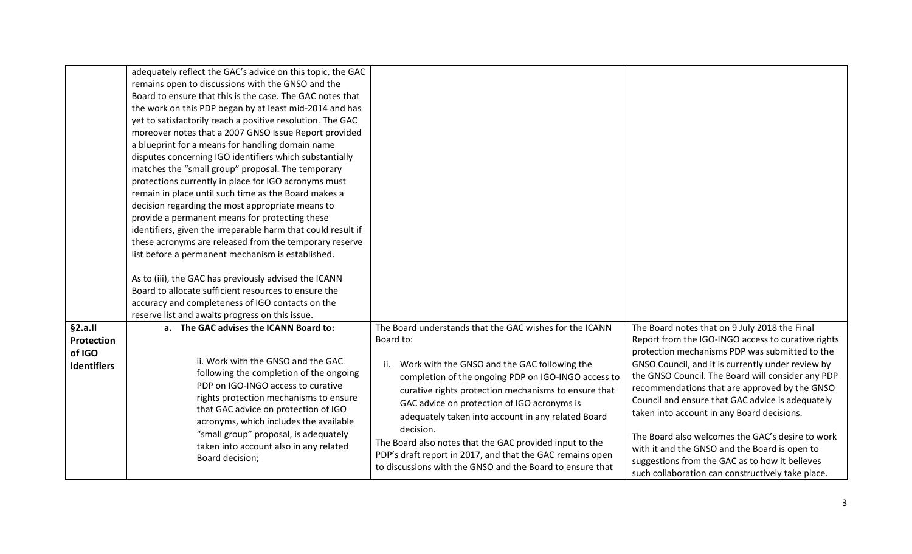| | | | |
|---|---|---|---|
| | adequately reflect the GAC's advice on this topic, the GAC remains open to discussions with the GNSO and the Board to ensure that this is the case. The GAC notes that the work on this PDP began by at least mid-2014 and has yet to satisfactorily reach a positive resolution. The GAC moreover notes that a 2007 GNSO Issue Report provided a blueprint for a means for handling domain name disputes concerning IGO identifiers which substantially matches the "small group" proposal. The temporary protections currently in place for IGO acronyms must remain in place until such time as the Board makes a decision regarding the most appropriate means to provide a permanent means for protecting these identifiers, given the irreparable harm that could result if these acronyms are released from the temporary reserve list before a permanent mechanism is established.<br><br>As to (iii), the GAC has previously advised the ICANN Board to allocate sufficient resources to ensure the accuracy and completeness of IGO contacts on the reserve list and awaits progress on this issue. | | |
| **§2.a.II Protection of IGO Identifiers** | **a. The GAC advises the ICANN Board to:**<br><br>ii. Work with the GNSO and the GAC following the completion of the ongoing PDP on IGO-INGO access to curative rights protection mechanisms to ensure that GAC advice on protection of IGO acronyms, which includes the available "small group" proposal, is adequately taken into account also in any related Board decision; | The Board understands that the GAC wishes for the ICANN Board to:<br><br>ii. Work with the GNSO and the GAC following the completion of the ongoing PDP on IGO-INGO access to curative rights protection mechanisms to ensure that GAC advice on protection of IGO acronyms is adequately taken into account in any related Board decision.<br><br>The Board also notes that the GAC provided input to the PDP's draft report in 2017, and that the GAC remains open to discussions with the GNSO and the Board to ensure that | The Board notes that on 9 July 2018 the Final Report from the IGO-INGO access to curative rights protection mechanisms PDP was submitted to the GNSO Council, and it is currently under review by the GNSO Council. The Board will consider any PDP recommendations that are approved by the GNSO Council and ensure that GAC advice is adequately taken into account in any Board decisions.<br><br>The Board also welcomes the GAC's desire to work with it and the GNSO and the Board is open to suggestions from the GAC as to how it believes such collaboration can constructively take place. |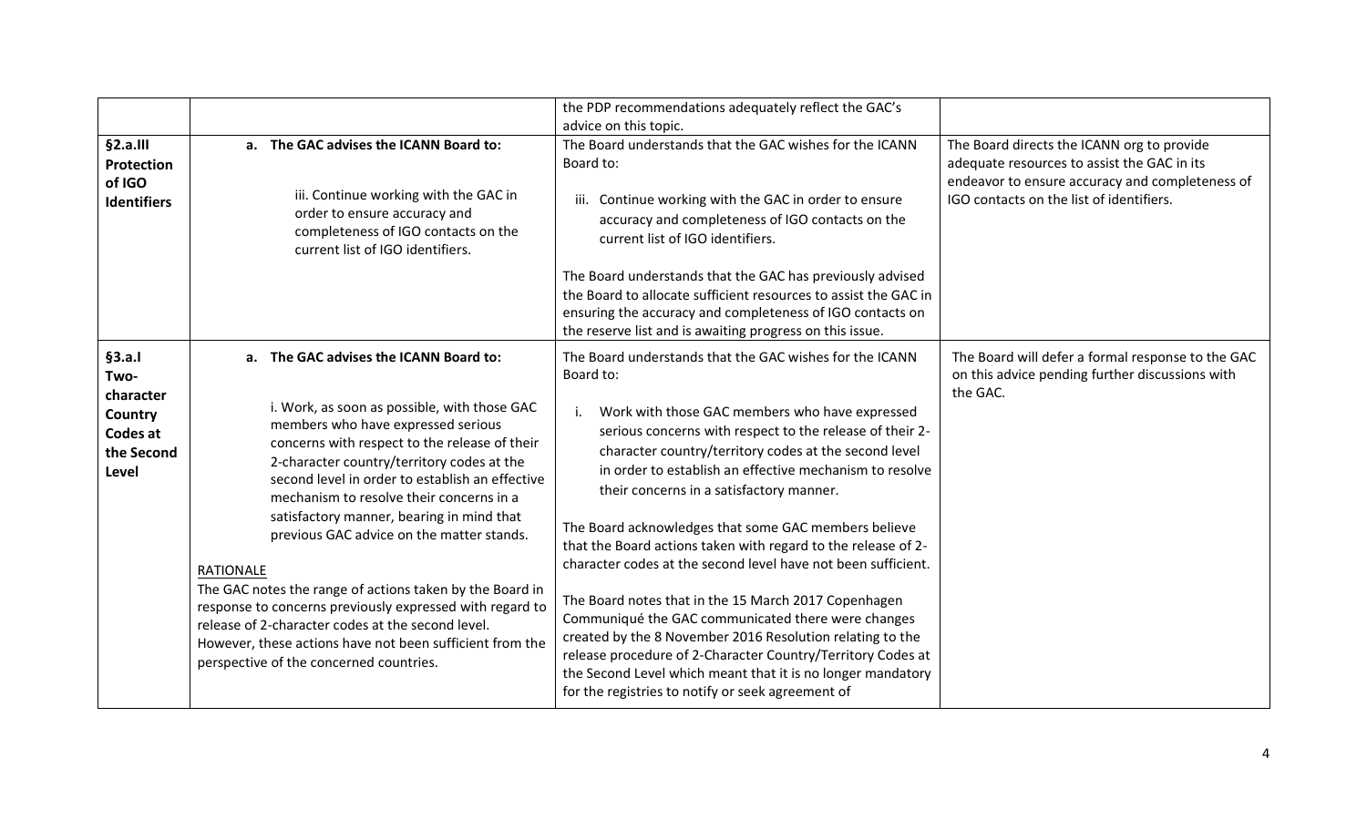| | | | |
|---|---|---|---|
| | | the PDP recommendations adequately reflect the GAC's advice on this topic. | |
| **§2.a.III Protection of IGO Identifiers** | **a. The GAC advises the ICANN Board to:**<br><br>iii. Continue working with the GAC in order to ensure accuracy and completeness of IGO contacts on the current list of IGO identifiers. | The Board understands that the GAC wishes for the ICANN Board to:<br><br>iii. Continue working with the GAC in order to ensure accuracy and completeness of IGO contacts on the current list of IGO identifiers.<br><br>The Board understands that the GAC has previously advised the Board to allocate sufficient resources to assist the GAC in ensuring the accuracy and completeness of IGO contacts on the reserve list and is awaiting progress on this issue. | The Board directs the ICANN org to provide adequate resources to assist the GAC in its endeavor to ensure accuracy and completeness of IGO contacts on the list of identifiers. |
| **§3.a.I Two-character Country Codes at the Second Level** | **a. The GAC advises the ICANN Board to:**<br><br>i. Work, as soon as possible, with those GAC members who have expressed serious concerns with respect to the release of their 2-character country/territory codes at the second level in order to establish an effective mechanism to resolve their concerns in a satisfactory manner, bearing in mind that previous GAC advice on the matter stands.<br><br>RATIONALE<br>The GAC notes the range of actions taken by the Board in response to concerns previously expressed with regard to release of 2-character codes at the second level. However, these actions have not been sufficient from the perspective of the concerned countries. | The Board understands that the GAC wishes for the ICANN Board to:<br><br>i. Work with those GAC members who have expressed serious concerns with respect to the release of their 2-character country/territory codes at the second level in order to establish an effective mechanism to resolve their concerns in a satisfactory manner.<br><br>The Board acknowledges that some GAC members believe that the Board actions taken with regard to the release of 2-character codes at the second level have not been sufficient.<br><br>The Board notes that in the 15 March 2017 Copenhagen Communiqué the GAC communicated there were changes created by the 8 November 2016 Resolution relating to the release procedure of 2-Character Country/Territory Codes at the Second Level which meant that it is no longer mandatory for the registries to notify or seek agreement of | The Board will defer a formal response to the GAC on this advice pending further discussions with the GAC. |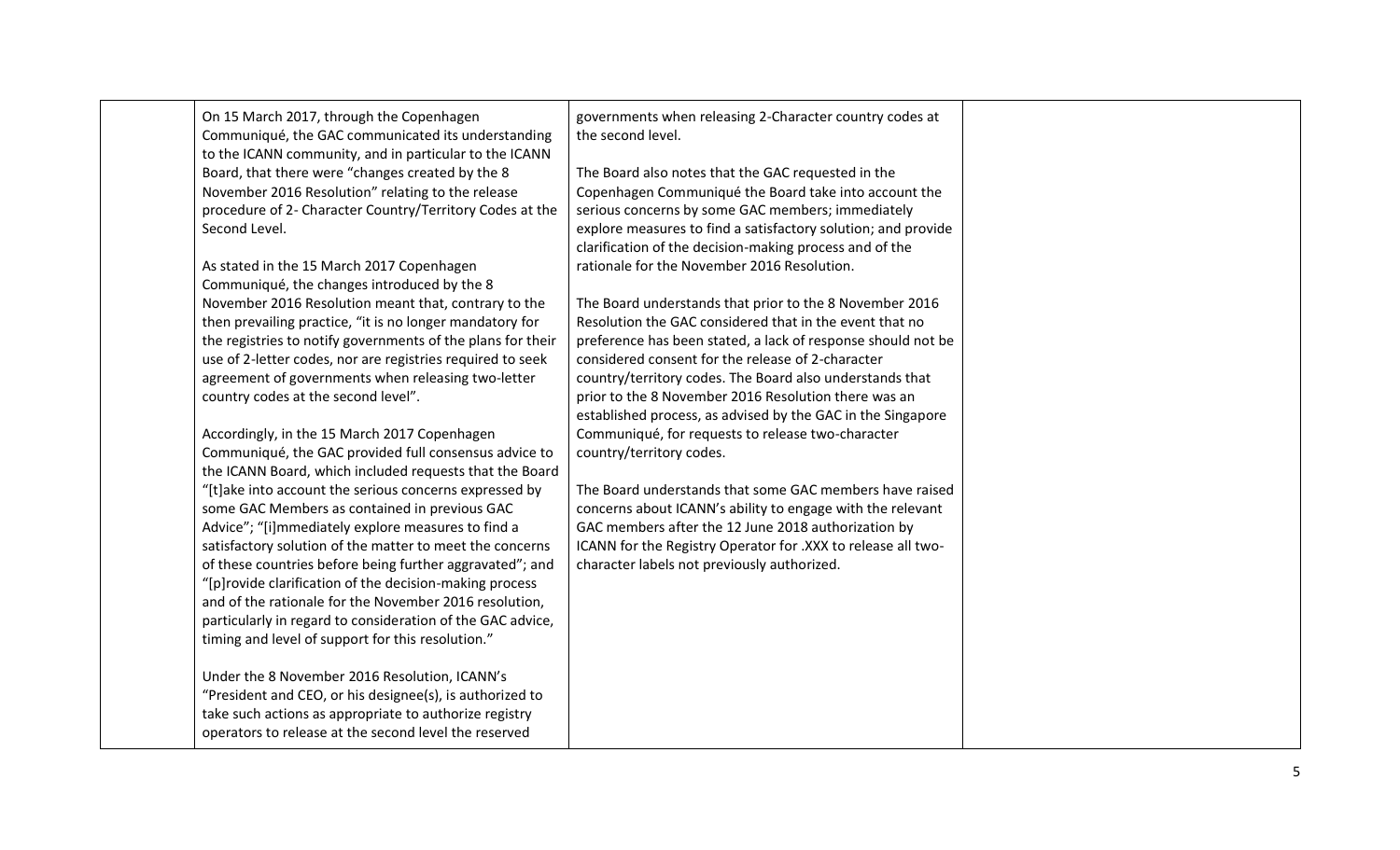| | | | |
|---|---|---|---|
| | On 15 March 2017, through the Copenhagen Communiqué, the GAC communicated its understanding to the ICANN community, and in particular to the ICANN Board, that there were "changes created by the 8 November 2016 Resolution" relating to the release procedure of 2- Character Country/Territory Codes at the Second Level.<br><br>As stated in the 15 March 2017 Copenhagen Communiqué, the changes introduced by the 8 November 2016 Resolution meant that, contrary to the then prevailing practice, "it is no longer mandatory for the registries to notify governments of the plans for their use of 2-letter codes, nor are registries required to seek agreement of governments when releasing two-letter country codes at the second level".<br><br>Accordingly, in the 15 March 2017 Copenhagen Communiqué, the GAC provided full consensus advice to the ICANN Board, which included requests that the Board "[t]ake into account the serious concerns expressed by some GAC Members as contained in previous GAC Advice"; "[i]mmediately explore measures to find a satisfactory solution of the matter to meet the concerns of these countries before being further aggravated"; and "[p]rovide clarification of the decision-making process and of the rationale for the November 2016 resolution, particularly in regard to consideration of the GAC advice, timing and level of support for this resolution."<br><br>Under the 8 November 2016 Resolution, ICANN's "President and CEO, or his designee(s), is authorized to take such actions as appropriate to authorize registry operators to release at the second level the reserved | governments when releasing 2-Character country codes at the second level.<br><br>The Board also notes that the GAC requested in the Copenhagen Communiqué the Board take into account the serious concerns by some GAC members; immediately explore measures to find a satisfactory solution; and provide clarification of the decision-making process and of the rationale for the November 2016 Resolution.<br><br>The Board understands that prior to the 8 November 2016 Resolution the GAC considered that in the event that no preference has been stated, a lack of response should not be considered consent for the release of 2-character country/territory codes. The Board also understands that prior to the 8 November 2016 Resolution there was an established process, as advised by the GAC in the Singapore Communiqué, for requests to release two-character country/territory codes.<br><br>The Board understands that some GAC members have raised concerns about ICANN's ability to engage with the relevant GAC members after the 12 June 2018 authorization by ICANN for the Registry Operator for .XXX to release all two-character labels not previously authorized. | |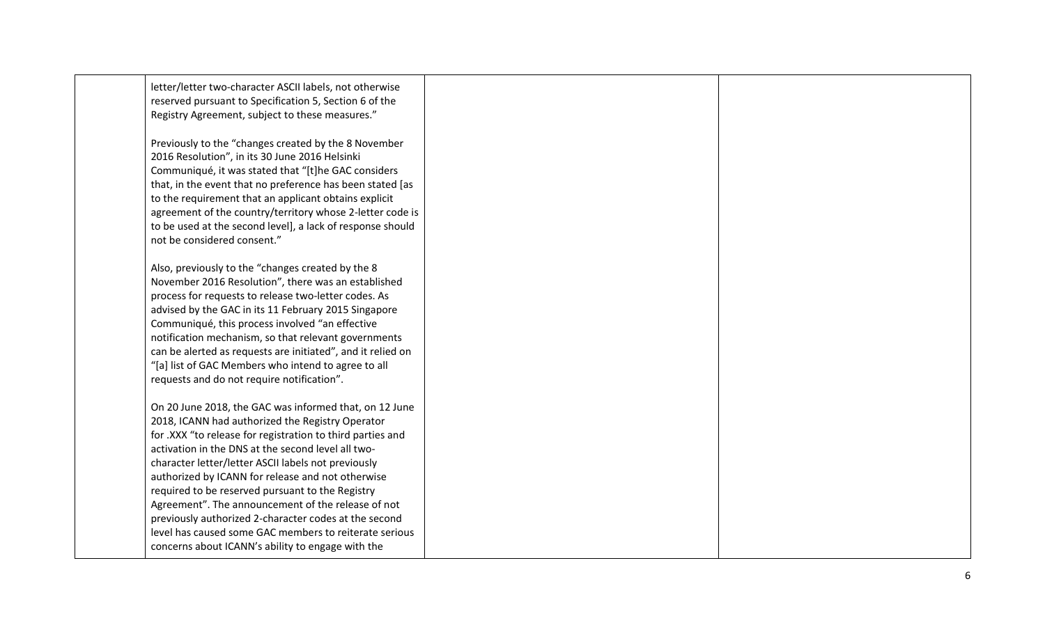| | | | |
|---|---|---|---|
| | letter/letter two-character ASCII labels, not otherwise reserved pursuant to Specification 5, Section 6 of the Registry Agreement, subject to these measures."<br><br>Previously to the "changes created by the 8 November 2016 Resolution", in its 30 June 2016 Helsinki Communiqué, it was stated that "[t]he GAC considers that, in the event that no preference has been stated [as to the requirement that an applicant obtains explicit agreement of the country/territory whose 2-letter code is to be used at the second level], a lack of response should not be considered consent."<br><br>Also, previously to the "changes created by the 8 November 2016 Resolution", there was an established process for requests to release two-letter codes. As advised by the GAC in its 11 February 2015 Singapore Communiqué, this process involved "an effective notification mechanism, so that relevant governments can be alerted as requests are initiated", and it relied on "[a] list of GAC Members who intend to agree to all requests and do not require notification".<br><br>On 20 June 2018, the GAC was informed that, on 12 June 2018, ICANN had authorized the Registry Operator for .XXX "to release for registration to third parties and activation in the DNS at the second level all two-character letter/letter ASCII labels not previously authorized by ICANN for release and not otherwise required to be reserved pursuant to the Registry Agreement". The announcement of the release of not previously authorized 2-character codes at the second level has caused some GAC members to reiterate serious concerns about ICANN's ability to engage with the | | |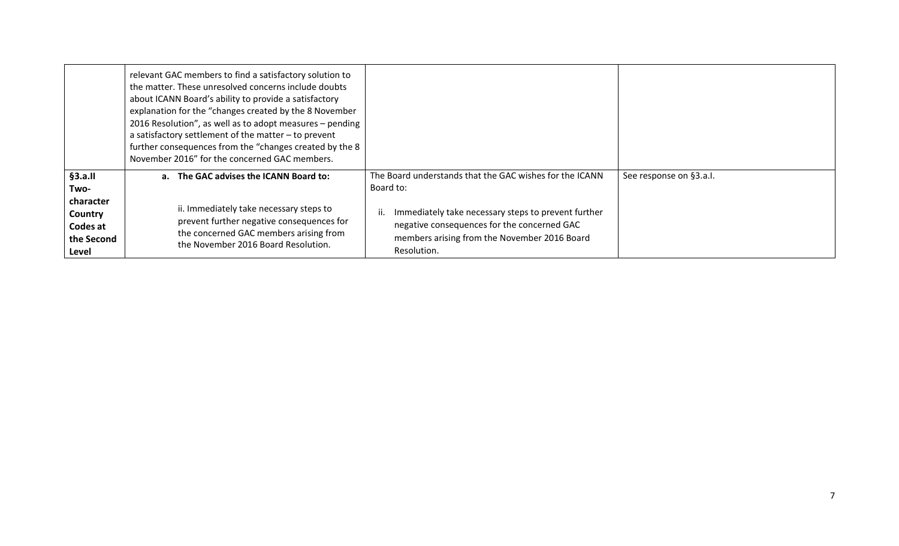| | | | |
|---|---|---|---|
| | relevant GAC members to find a satisfactory solution to the matter. These unresolved concerns include doubts about ICANN Board's ability to provide a satisfactory explanation for the "changes created by the 8 November 2016 Resolution", as well as to adopt measures – pending a satisfactory settlement of the matter – to prevent further consequences from the "changes created by the 8 November 2016" for the concerned GAC members. | | |
| **§3.a.II Two-character Country Codes at the Second Level** | **a. The GAC advises the ICANN Board to:**<br><br>ii. Immediately take necessary steps to prevent further negative consequences for the concerned GAC members arising from the November 2016 Board Resolution. | The Board understands that the GAC wishes for the ICANN Board to:<br><br>ii. Immediately take necessary steps to prevent further negative consequences for the concerned GAC members arising from the November 2016 Board Resolution. | See response on §3.a.I. |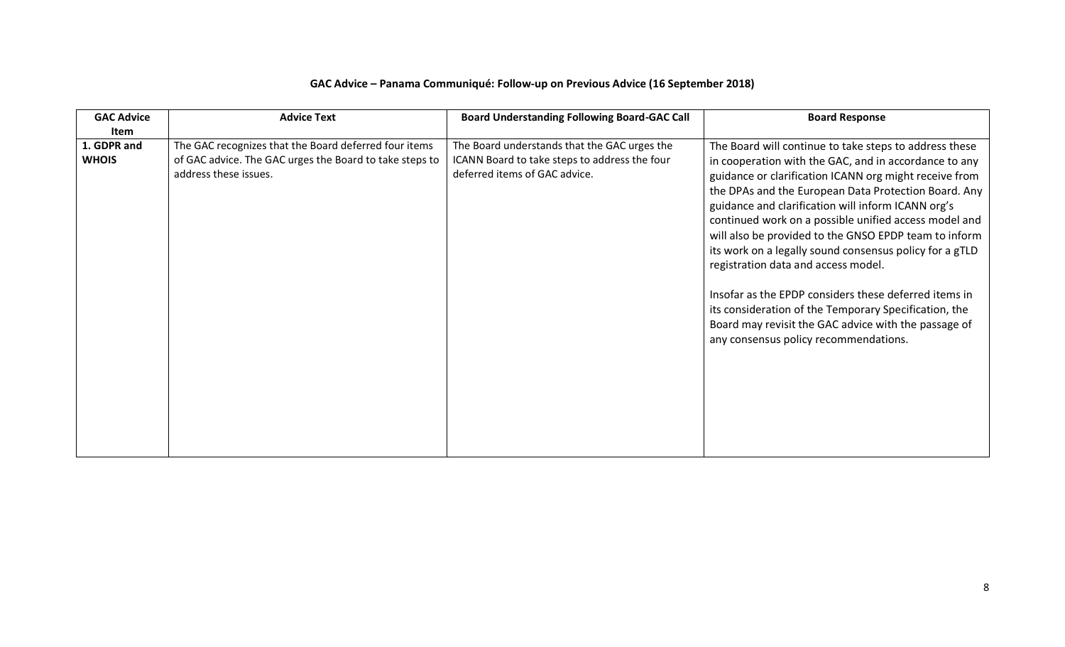## GAC Advice – Panama Communiqué: Follow-up on Previous Advice (16 September 2018)

| GAC Advice Item | Advice Text | Board Understanding Following Board-GAC Call | Board Response |
|---|---|---|---|
| **1. GDPR and WHOIS** | The GAC recognizes that the Board deferred four items of GAC advice. The GAC urges the Board to take steps to address these issues. | The Board understands that the GAC urges the ICANN Board to take steps to address the four deferred items of GAC advice. | The Board will continue to take steps to address these in cooperation with the GAC, and in accordance to any guidance or clarification ICANN org might receive from the DPAs and the European Data Protection Board. Any guidance and clarification will inform ICANN org's continued work on a possible unified access model and will also be provided to the GNSO EPDP team to inform its work on a legally sound consensus policy for a gTLD registration data and access model.<br><br>Insofar as the EPDP considers these deferred items in its consideration of the Temporary Specification, the Board may revisit the GAC advice with the passage of any consensus policy recommendations. |